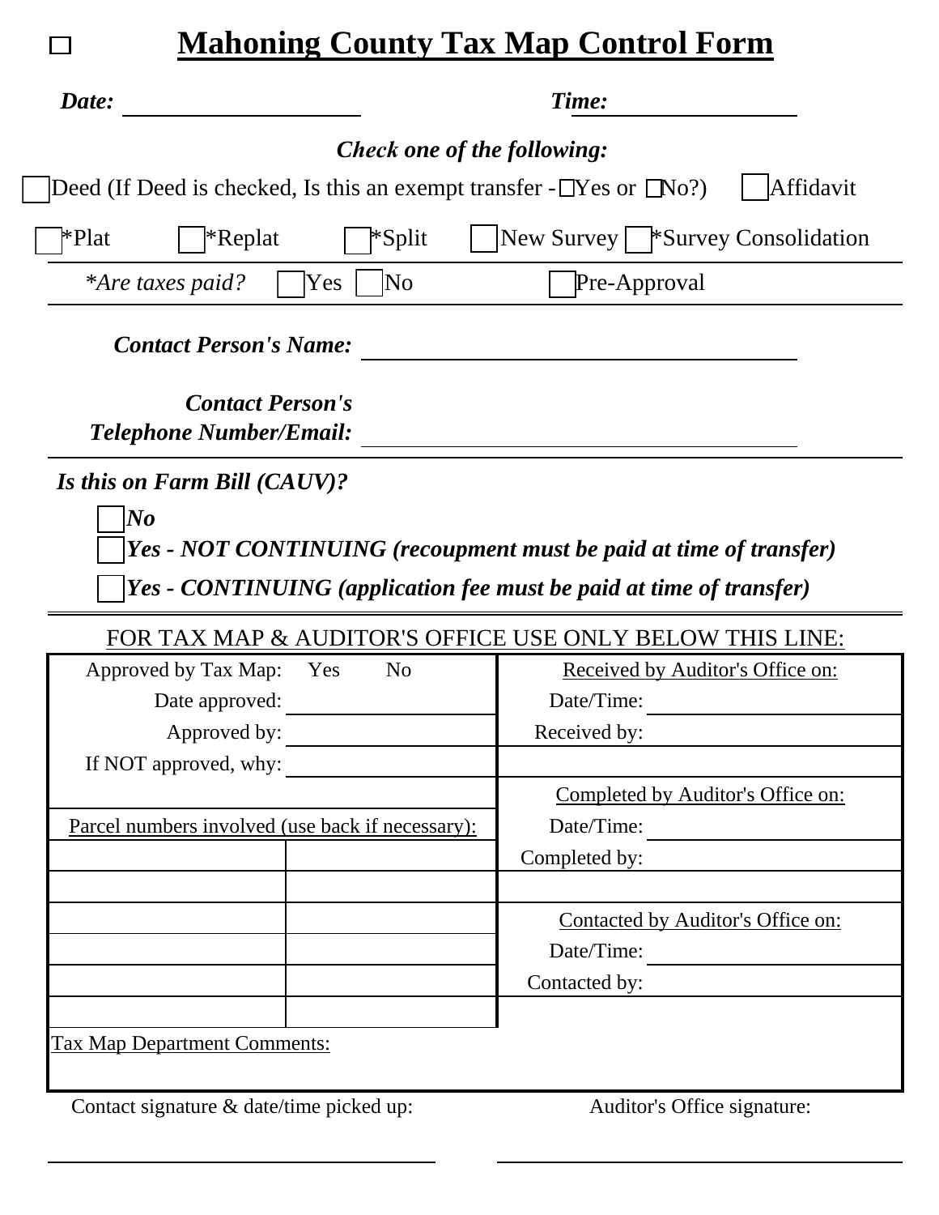☐ # Mahoning County Tax Map Control Form

***Date:*** ____________________ ***Time:*** ________________

***Check one of the following:***

☐ Deed (If Deed is checked, Is this an exempt transfer - ☐ Yes or ☐ No?) ☐ Affidavit

☐ *Plat ☐ *Replat ☐ *Split ☐ New Survey ☐ *Survey Consolidation

**Are taxes paid?* ☐ Yes ☐ No ☐ Pre-Approval

***Contact Person's Name:*** ________________________________

***Contact Person's Telephone Number/Email:*** ________________________________

***Is this on Farm Bill (CAUV)?***

☐ ***No***

☐ ***Yes - NOT CONTINUING (recoupment must be paid at time of transfer)***

☐ ***Yes - CONTINUING (application fee must be paid at time of transfer)***

FOR TAX MAP & AUDITOR'S OFFICE USE ONLY BELOW THIS LINE:

| Approved by Tax Map: Yes No | | Received by Auditor's Office on: |
|---|---|---|
| Date approved: | | Date/Time: |
| Approved by: | | Received by: |
| If NOT approved, why: | | |
| | | Completed by Auditor's Office on: |
| Parcel numbers involved (use back if necessary): | | Date/Time: |
| | | Completed by: |
| | | |
| | | Contacted by Auditor's Office on: |
| | | Date/Time: |
| | | Contacted by: |
| | | |

Tax Map Department Comments:

Contact signature & date/time picked up: ________________________________

Auditor's Office signature: ________________________________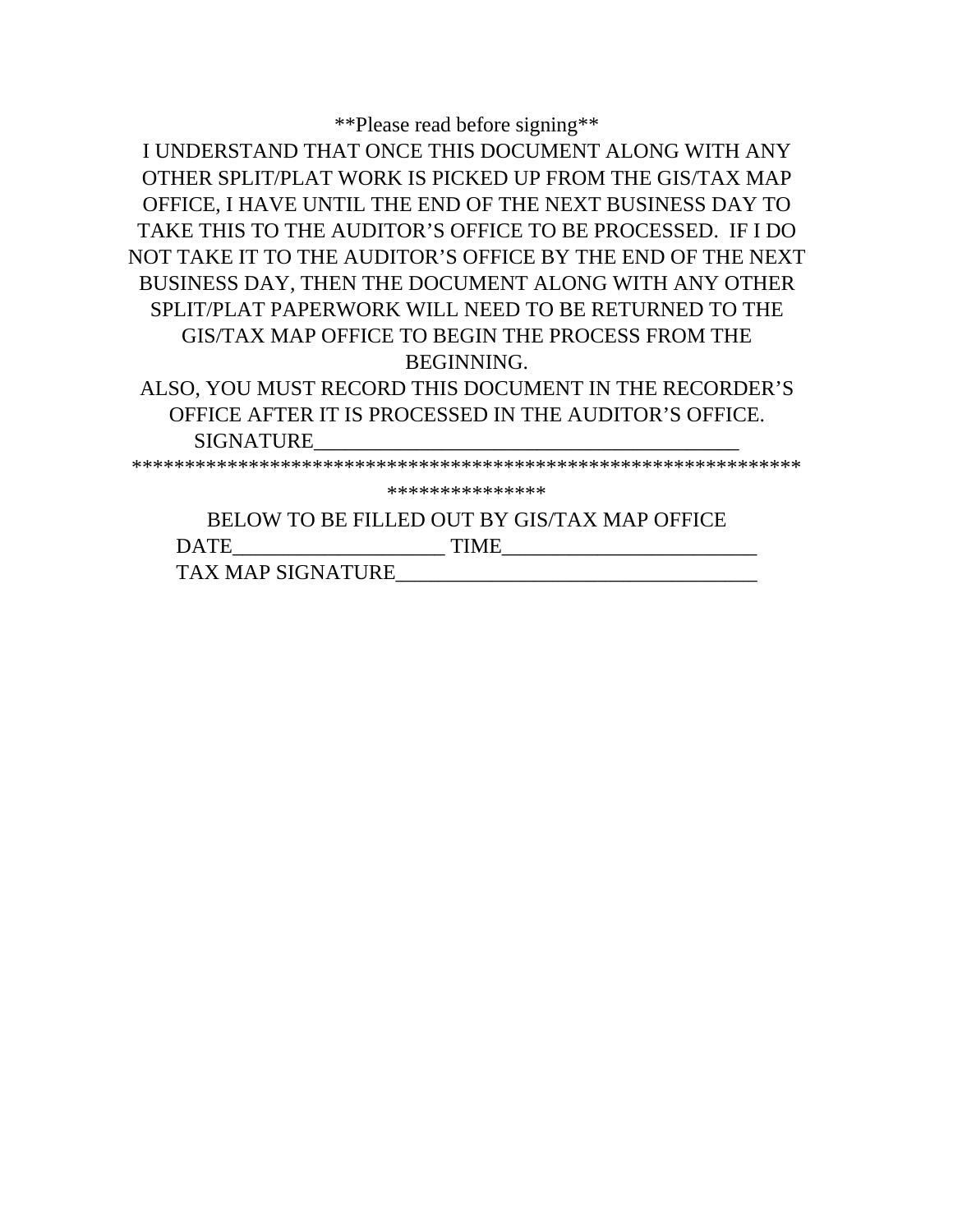**Please read before signing**

I UNDERSTAND THAT ONCE THIS DOCUMENT ALONG WITH ANY OTHER SPLIT/PLAT WORK IS PICKED UP FROM THE GIS/TAX MAP OFFICE, I HAVE UNTIL THE END OF THE NEXT BUSINESS DAY TO TAKE THIS TO THE AUDITOR'S OFFICE TO BE PROCESSED. IF I DO NOT TAKE IT TO THE AUDITOR'S OFFICE BY THE END OF THE NEXT BUSINESS DAY, THEN THE DOCUMENT ALONG WITH ANY OTHER SPLIT/PLAT PAPERWORK WILL NEED TO BE RETURNED TO THE GIS/TAX MAP OFFICE TO BEGIN THE PROCESS FROM THE BEGINNING.

ALSO, YOU MUST RECORD THIS DOCUMENT IN THE RECORDER'S OFFICE AFTER IT IS PROCESSED IN THE AUDITOR'S OFFICE.

SIGNATURE_______________________________________

*****************************************************************************

BELOW TO BE FILLED OUT BY GIS/TAX MAP OFFICE

DATE____________________ TIME________________________

TAX MAP SIGNATURE__________________________________